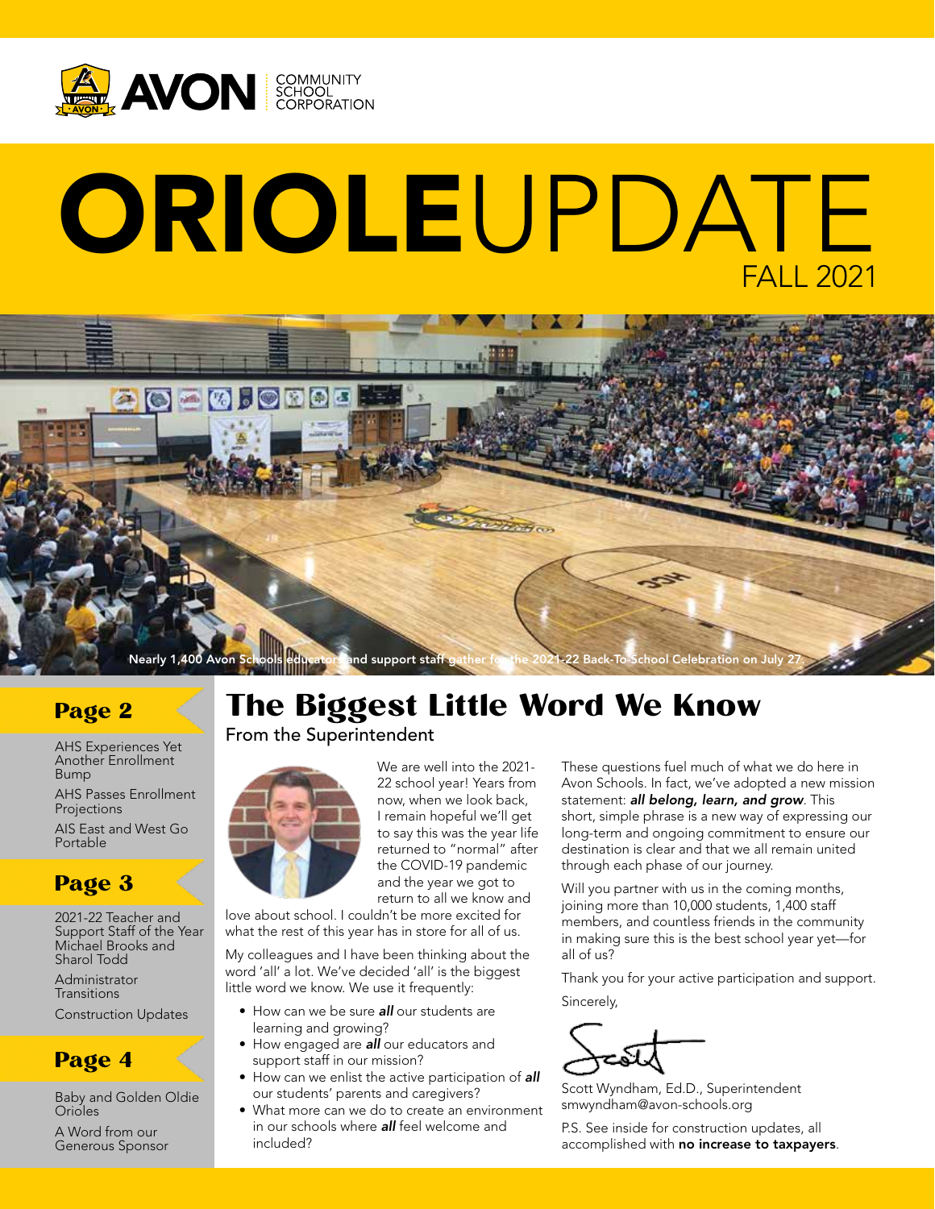AVON COMMUNITY SCHOOL CORPORATION

# ORIOLEUPDATE

FALL 2021

Nearly 1,400 Avon Schools educators and support staff gather for the 2021-22 Back-To-School Celebration on July 27.

## The Biggest Little Word We Know

From the Superintendent

We are well into the 2021-22 school year! Years from now, when we look back, I remain hopeful we'll get to say this was the year life returned to "normal" after the COVID-19 pandemic and the year we got to return to all we know and love about school. I couldn't be more excited for what the rest of this year has in store for all of us.

My colleagues and I have been thinking about the word 'all' a lot. We've decided 'all' is the biggest little word we know. We use it frequently:

- How can we be sure ***all*** our students are learning and growing?
- How engaged are ***all*** our educators and support staff in our mission?
- How can we enlist the active participation of ***all*** our students' parents and caregivers?
- What more can we do to create an environment in our schools where ***all*** feel welcome and included?

These questions fuel much of what we do here in Avon Schools. In fact, we've adopted a new mission statement: ***all belong, learn, and grow***. This short, simple phrase is a new way of expressing our long-term and ongoing commitment to ensure our destination is clear and that we all remain united through each phase of our journey.

Will you partner with us in the coming months, joining more than 10,000 students, 1,400 staff members, and countless friends in the community in making sure this is the best school year yet—for all of us?

Thank you for your active participation and support.

Sincerely,

Scott

Scott Wyndham, Ed.D., Superintendent
smwyndham@avon-schools.org

P.S. See inside for construction updates, all accomplished with **no increase to taxpayers**.

### Page 2

AHS Experiences Yet Another Enrollment Bump

AHS Passes Enrollment Projections

AIS East and West Go Portable

### Page 3

2021-22 Teacher and Support Staff of the Year Michael Brooks and Sharol Todd

Administrator Transitions

Construction Updates

### Page 4

Baby and Golden Oldie Orioles

A Word from our Generous Sponsor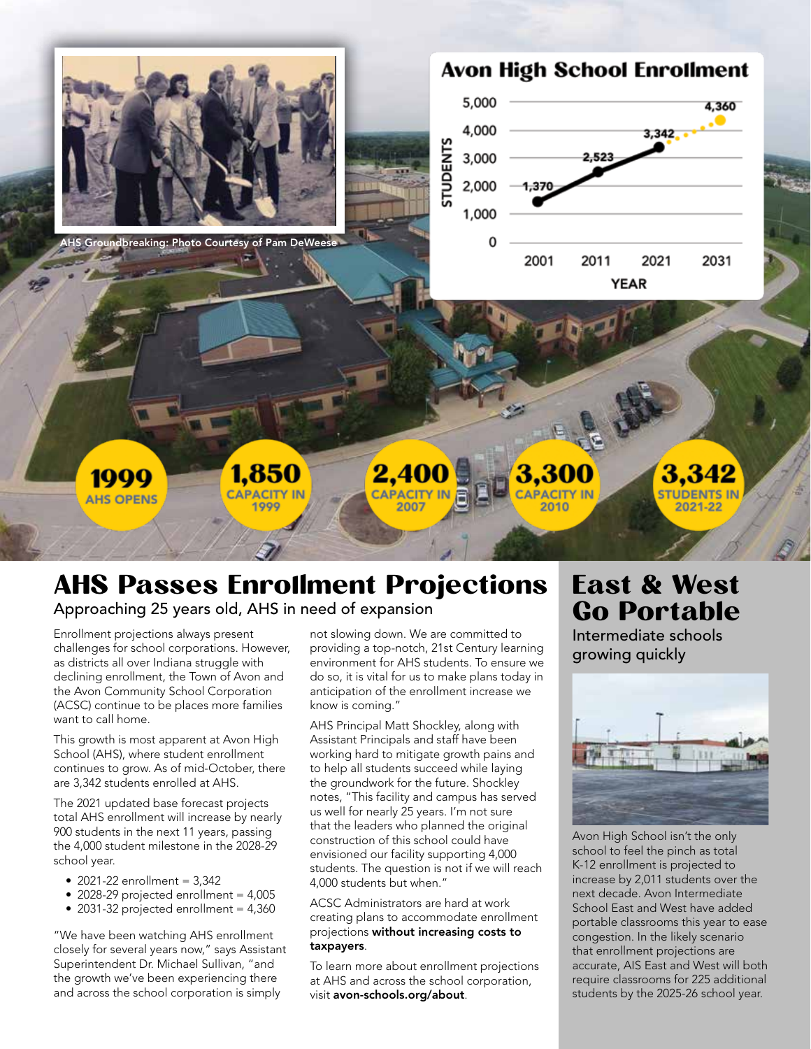AHS Groundbreaking: Photo Courtesy of Pam DeWeese

## Avon High School Enrollment

| YEAR | STUDENTS |
|---|---|
| 2001 | 1,370 |
| 2011 | 2,523 |
| 2021 | 3,342 |
| 2031 | 4,360 |

**1999** AHS OPENS

**1,850** CAPACITY IN 1999

**2,400** CAPACITY IN 2007

**3,300** CAPACITY IN 2010

**3,342** STUDENTS IN 2021-22

# AHS Passes Enrollment Projections

Approaching 25 years old, AHS in need of expansion

Enrollment projections always present challenges for school corporations. However, as districts all over Indiana struggle with declining enrollment, the Town of Avon and the Avon Community School Corporation (ACSC) continue to be places more families want to call home.

This growth is most apparent at Avon High School (AHS), where student enrollment continues to grow. As of mid-October, there are 3,342 students enrolled at AHS.

The 2021 updated base forecast projects total AHS enrollment will increase by nearly 900 students in the next 11 years, passing the 4,000 student milestone in the 2028-29 school year.

- 2021-22 enrollment = 3,342
- 2028-29 projected enrollment = 4,005
- 2031-32 projected enrollment = 4,360

"We have been watching AHS enrollment closely for several years now," says Assistant Superintendent Dr. Michael Sullivan, "and the growth we've been experiencing there and across the school corporation is simply not slowing down. We are committed to providing a top-notch, 21st Century learning environment for AHS students. To ensure we do so, it is vital for us to make plans today in anticipation of the enrollment increase we know is coming."

AHS Principal Matt Shockley, along with Assistant Principals and staff have been working hard to mitigate growth pains and to help all students succeed while laying the groundwork for the future. Shockley notes, "This facility and campus has served us well for nearly 25 years. I'm not sure that the leaders who planned the original construction of this school could have envisioned our facility supporting 4,000 students. The question is not if we will reach 4,000 students but when."

ACSC Administrators are hard at work creating plans to accommodate enrollment projections **without increasing costs to taxpayers**.

To learn more about enrollment projections at AHS and across the school corporation, visit **avon-schools.org/about**.

# East & West Go Portable

Intermediate schools growing quickly

Avon High School isn't the only school to feel the pinch as total K-12 enrollment is projected to increase by 2,011 students over the next decade. Avon Intermediate School East and West have added portable classrooms this year to ease congestion. In the likely scenario that enrollment projections are accurate, AIS East and West will both require classrooms for 225 additional students by the 2025-26 school year.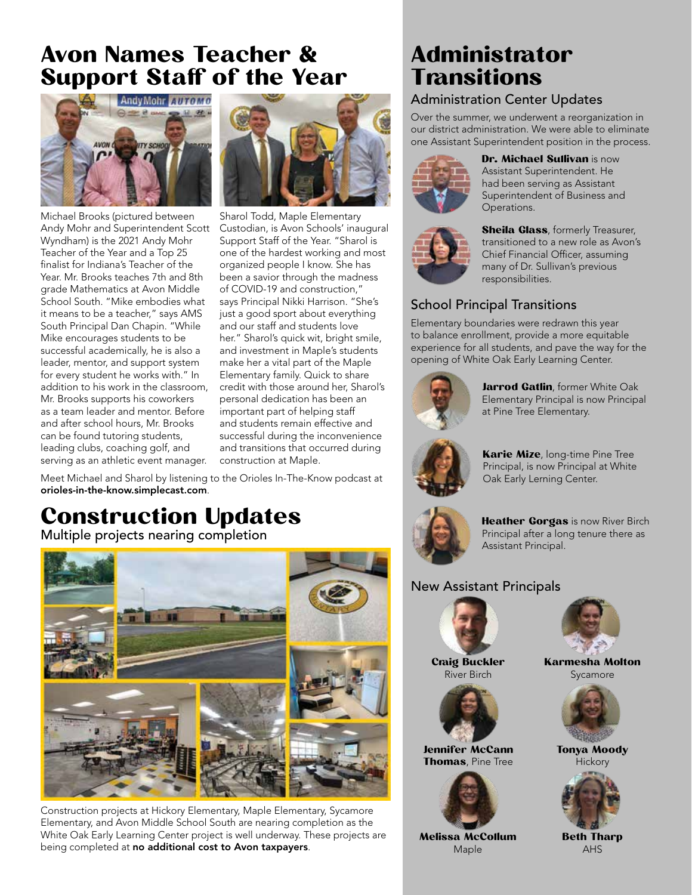# Avon Names Teacher & Support Staff of the Year

Michael Brooks (pictured between Andy Mohr and Superintendent Scott Wyndham) is the 2021 Andy Mohr Teacher of the Year and a Top 25 finalist for Indiana's Teacher of the Year. Mr. Brooks teaches 7th and 8th grade Mathematics at Avon Middle School South. "Mike embodies what it means to be a teacher," says AMS South Principal Dan Chapin. "While Mike encourages students to be successful academically, he is also a leader, mentor, and support system for every student he works with." In addition to his work in the classroom, Mr. Brooks supports his coworkers as a team leader and mentor. Before and after school hours, Mr. Brooks can be found tutoring students, leading clubs, coaching golf, and serving as an athletic event manager.

Sharol Todd, Maple Elementary Custodian, is Avon Schools' inaugural Support Staff of the Year. "Sharol is one of the hardest working and most organized people I know. She has been a savior through the madness of COVID-19 and construction," says Principal Nikki Harrison. "She's just a good sport about everything and our staff and students love her." Sharol's quick wit, bright smile, and investment in Maple's students make her a vital part of the Maple Elementary family. Quick to share credit with those around her, Sharol's personal dedication has been an important part of helping staff and students remain effective and successful during the inconvenience and transitions that occurred during construction at Maple.

Meet Michael and Sharol by listening to the Orioles In-The-Know podcast at **orioles-in-the-know.simplecast.com**.

# Construction Updates

Multiple projects nearing completion

Construction projects at Hickory Elementary, Maple Elementary, Sycamore Elementary, and Avon Middle School South are nearing completion as the White Oak Early Learning Center project is well underway. These projects are being completed at **no additional cost to Avon taxpayers**.

# Administrator Transitions

## Administration Center Updates

Over the summer, we underwent a reorganization in our district administration. We were able to eliminate one Assistant Superintendent position in the process.

**Dr. Michael Sullivan** is now Assistant Superintendent. He had been serving as Assistant Superintendent of Business and Operations.

**Sheila Glass**, formerly Treasurer, transitioned to a new role as Avon's Chief Financial Officer, assuming many of Dr. Sullivan's previous responsibilities.

## School Principal Transitions

Elementary boundaries were redrawn this year to balance enrollment, provide a more equitable experience for all students, and pave the way for the opening of White Oak Early Learning Center.

**Jarrod Gatlin**, former White Oak Elementary Principal is now Principal at Pine Tree Elementary.

**Karie Mize**, long-time Pine Tree Principal, is now Principal at White Oak Early Lerning Center.

**Heather Gorgas** is now River Birch Principal after a long tenure there as Assistant Principal.

## New Assistant Principals

**Craig Buckler**
River Birch

**Karmesha Molton**
Sycamore

**Jennifer McCann Thomas**, Pine Tree

**Tonya Moody**
Hickory

**Melissa McCollum**
Maple

**Beth Tharp**
AHS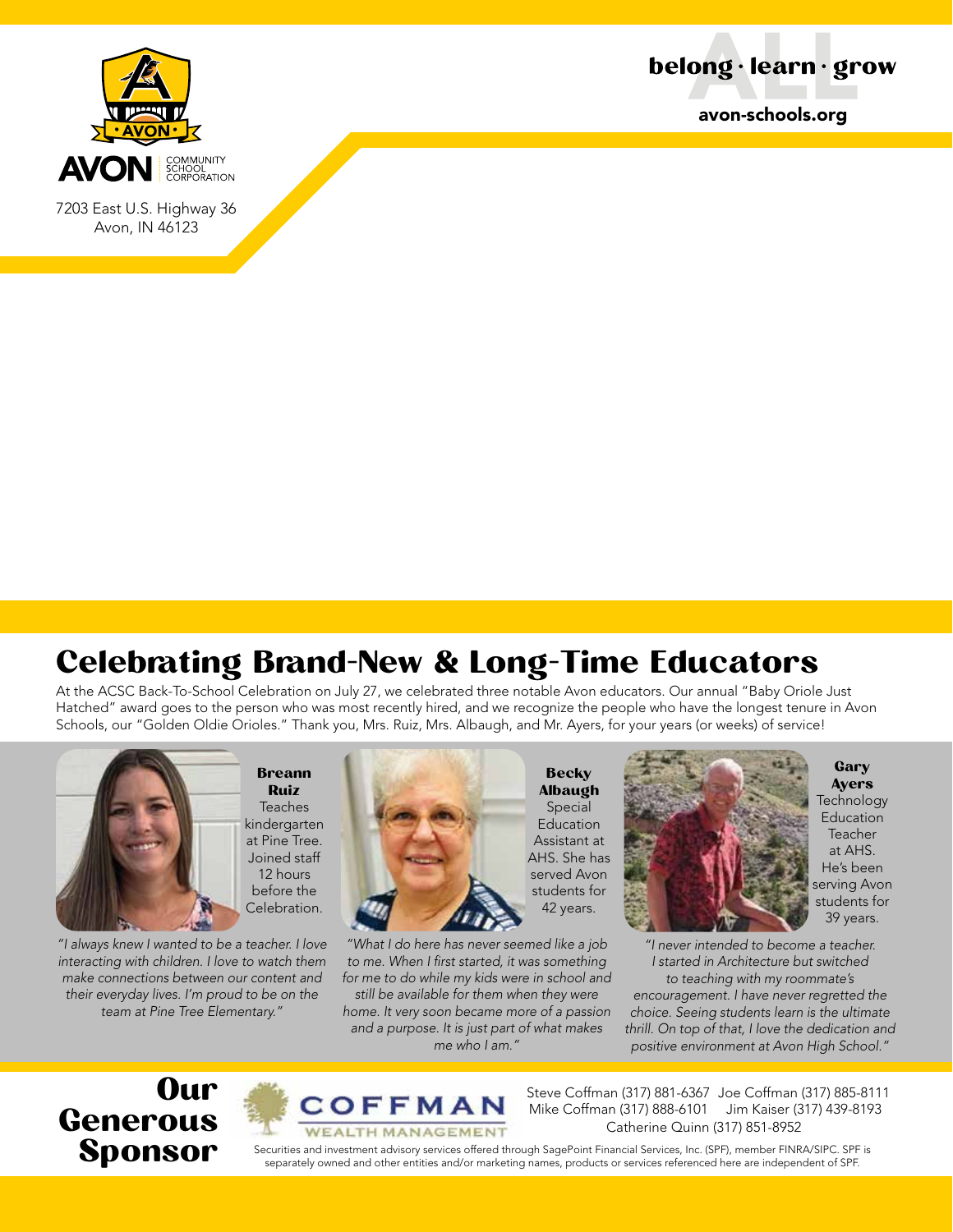AVON COMMUNITY SCHOOL CORPORATION

7203 East U.S. Highway 36
Avon, IN 46123

belong · learn · grow

avon-schools.org

# Celebrating Brand-New & Long-Time Educators

At the ACSC Back-To-School Celebration on July 27, we celebrated three notable Avon educators. Our annual "Baby Oriole Just Hatched" award goes to the person who was most recently hired, and we recognize the people who have the longest tenure in Avon Schools, our "Golden Oldie Orioles." Thank you, Mrs. Ruiz, Mrs. Albaugh, and Mr. Ayers, for your years (or weeks) of service!

**Breann Ruiz**
Teaches kindergarten at Pine Tree. Joined staff 12 hours before the Celebration.

*"I always knew I wanted to be a teacher. I love interacting with children. I love to watch them make connections between our content and their everyday lives. I'm proud to be on the team at Pine Tree Elementary."*

**Becky Albaugh**
Special Education Assistant at AHS. She has served Avon students for 42 years.

*"What I do here has never seemed like a job to me. When I first started, it was something for me to do while my kids were in school and still be available for them when they were home. It very soon became more of a passion and a purpose. It is just part of what makes me who I am."*

**Gary Ayers**
Technology Education Teacher at AHS. He's been serving Avon students for 39 years.

*"I never intended to become a teacher. I started in Architecture but switched to teaching with my roommate's encouragement. I have never regretted the choice. Seeing students learn is the ultimate thrill. On top of that, I love the dedication and positive environment at Avon High School."*

## Our Generous Sponsor

COFFMAN WEALTH MANAGEMENT

Steve Coffman (317) 881-6367 Joe Coffman (317) 885-8111
Mike Coffman (317) 888-6101 Jim Kaiser (317) 439-8193
Catherine Quinn (317) 851-8952

Securities and investment advisory services offered through SagePoint Financial Services, Inc. (SPF), member FINRA/SIPC. SPF is separately owned and other entities and/or marketing names, products or services referenced here are independent of SPF.